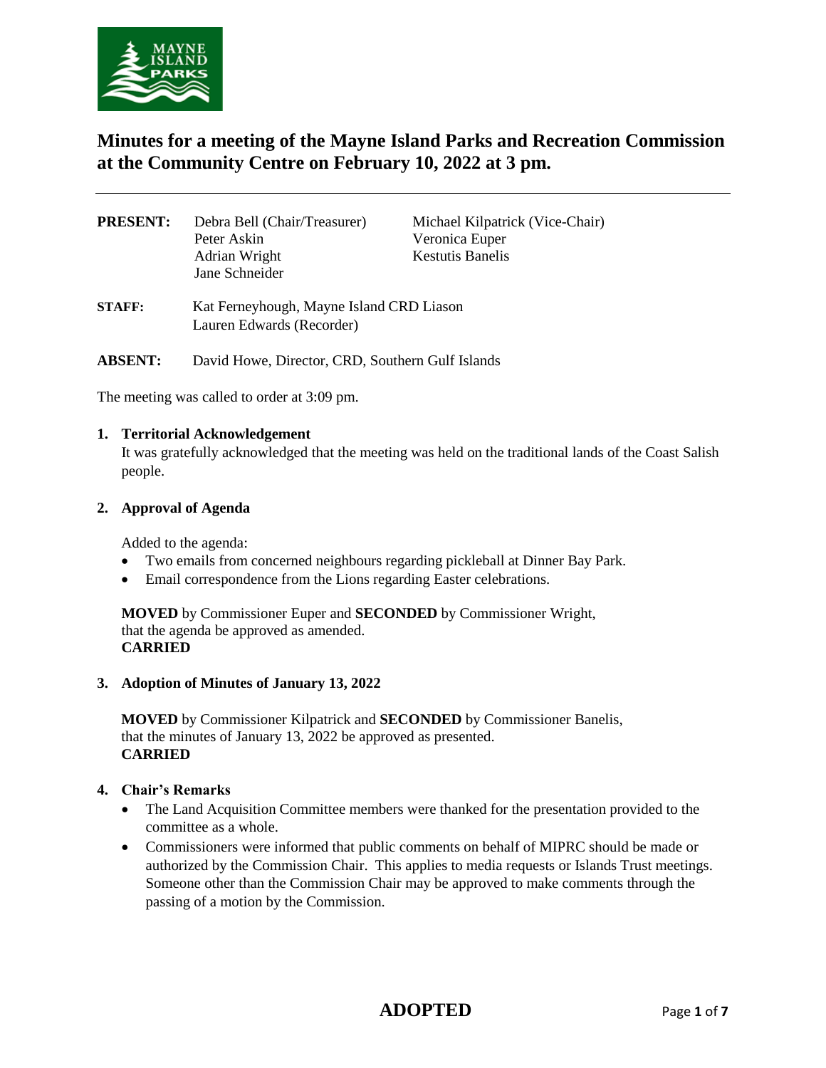# Minutes for a meeting of the Mayne Island Parks and Recreation Commission at the Community Centre on February 10, 2022 at 3 pm.

---

**PRESENT:** Debra Bell (Chair/Treasurer), Michael Kilpatrick (Vice-Chair), Peter Askin, Veronica Euper, Adrian Wright, Kestutis Banelis, Jane Schneider

**STAFF:** Kat Ferneyhough, Mayne Island CRD Liason
Lauren Edwards (Recorder)

**ABSENT:** David Howe, Director, CRD, Southern Gulf Islands

The meeting was called to order at 3:09 pm.

**1. Territorial Acknowledgement**

It was gratefully acknowledged that the meeting was held on the traditional lands of the Coast Salish people.

**2. Approval of Agenda**

Added to the agenda:

- Two emails from concerned neighbours regarding pickleball at Dinner Bay Park.
- Email correspondence from the Lions regarding Easter celebrations.

**MOVED** by Commissioner Euper and **SECONDED** by Commissioner Wright, that the agenda be approved as amended.
**CARRIED**

**3. Adoption of Minutes of January 13, 2022**

**MOVED** by Commissioner Kilpatrick and **SECONDED** by Commissioner Banelis, that the minutes of January 13, 2022 be approved as presented.
**CARRIED**

**4. Chair's Remarks**

- The Land Acquisition Committee members were thanked for the presentation provided to the committee as a whole.
- Commissioners were informed that public comments on behalf of MIPRC should be made or authorized by the Commission Chair. This applies to media requests or Islands Trust meetings. Someone other than the Commission Chair may be approved to make comments through the passing of a motion by the Commission.

**ADOPTED**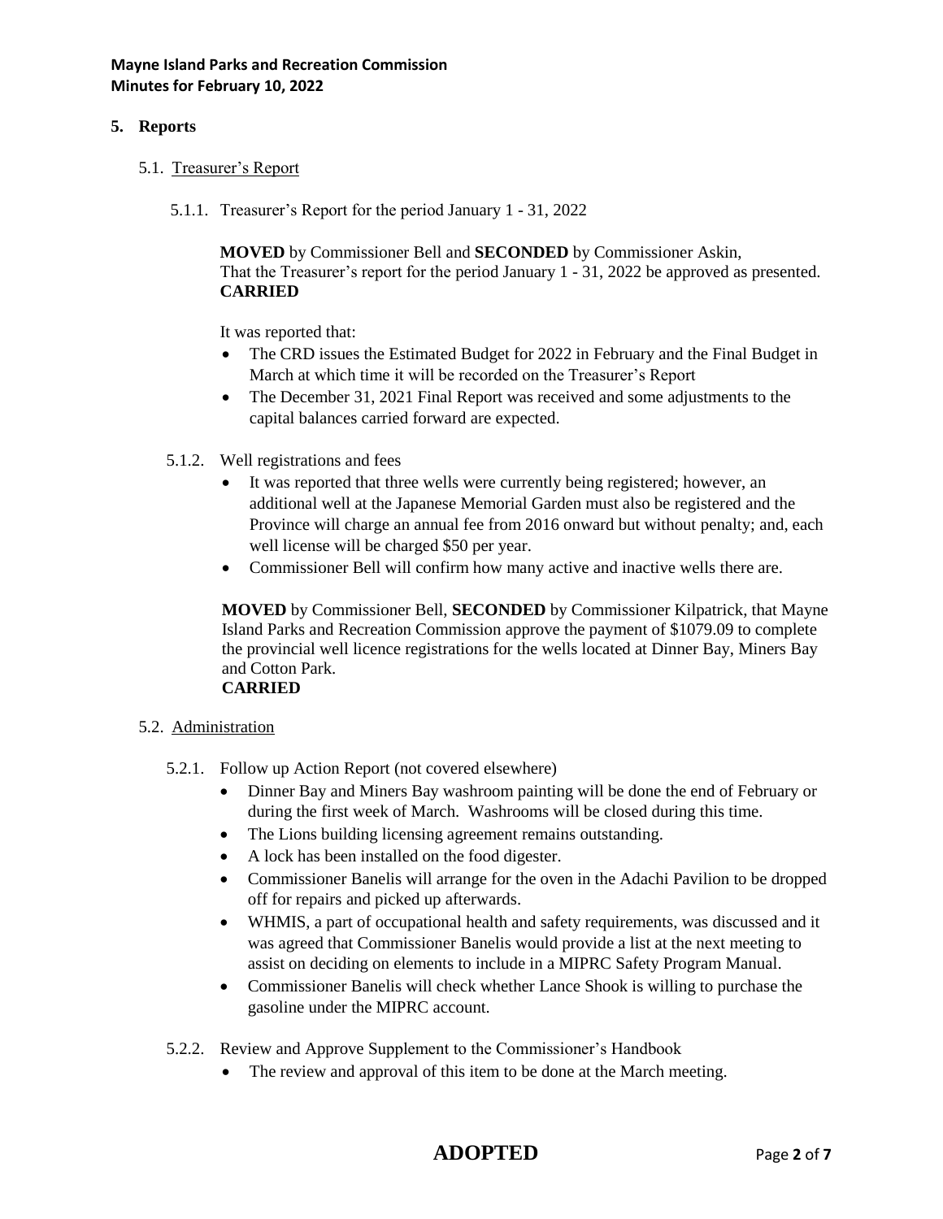## 5. Reports

### 5.1. Treasurer's Report

5.1.1. Treasurer's Report for the period January 1 - 31, 2022

**MOVED** by Commissioner Bell and **SECONDED** by Commissioner Askin,
That the Treasurer's report for the period January 1 - 31, 2022 be approved as presented.
**CARRIED**

It was reported that:

- The CRD issues the Estimated Budget for 2022 in February and the Final Budget in March at which time it will be recorded on the Treasurer's Report
- The December 31, 2021 Final Report was received and some adjustments to the capital balances carried forward are expected.

5.1.2. Well registrations and fees

- It was reported that three wells were currently being registered; however, an additional well at the Japanese Memorial Garden must also be registered and the Province will charge an annual fee from 2016 onward but without penalty; and, each well license will be charged $50 per year.
- Commissioner Bell will confirm how many active and inactive wells there are.

**MOVED** by Commissioner Bell, **SECONDED** by Commissioner Kilpatrick, that Mayne Island Parks and Recreation Commission approve the payment of $1079.09 to complete the provincial well licence registrations for the wells located at Dinner Bay, Miners Bay and Cotton Park.
**CARRIED**

### 5.2. Administration

5.2.1. Follow up Action Report (not covered elsewhere)

- Dinner Bay and Miners Bay washroom painting will be done the end of February or during the first week of March. Washrooms will be closed during this time.
- The Lions building licensing agreement remains outstanding.
- A lock has been installed on the food digester.
- Commissioner Banelis will arrange for the oven in the Adachi Pavilion to be dropped off for repairs and picked up afterwards.
- WHMIS, a part of occupational health and safety requirements, was discussed and it was agreed that Commissioner Banelis would provide a list at the next meeting to assist on deciding on elements to include in a MIPRC Safety Program Manual.
- Commissioner Banelis will check whether Lance Shook is willing to purchase the gasoline under the MIPRC account.

5.2.2. Review and Approve Supplement to the Commissioner's Handbook

- The review and approval of this item to be done at the March meeting.

**ADOPTED**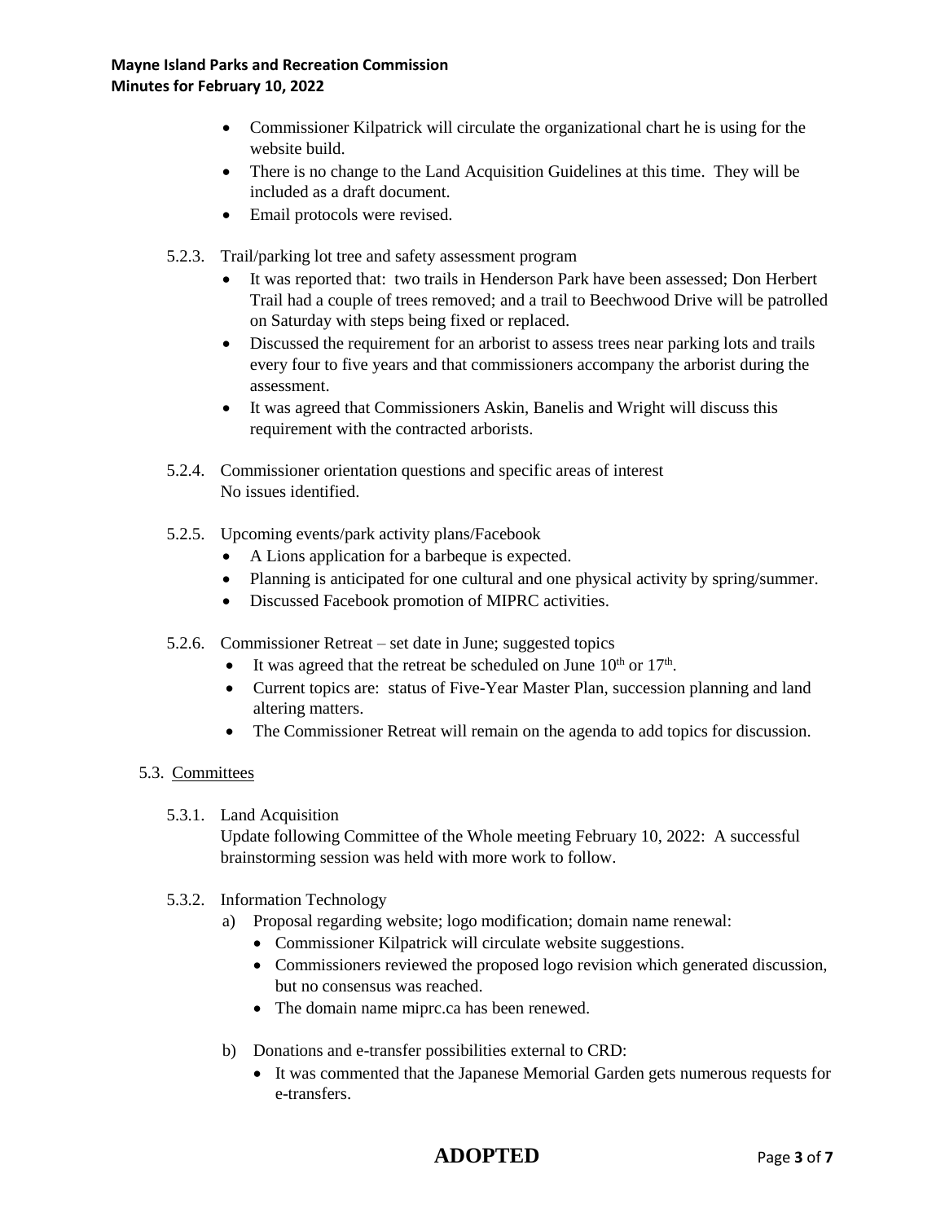- Commissioner Kilpatrick will circulate the organizational chart he is using for the website build.
- There is no change to the Land Acquisition Guidelines at this time. They will be included as a draft document.
- Email protocols were revised.

5.2.3. Trail/parking lot tree and safety assessment program

- It was reported that: two trails in Henderson Park have been assessed; Don Herbert Trail had a couple of trees removed; and a trail to Beechwood Drive will be patrolled on Saturday with steps being fixed or replaced.
- Discussed the requirement for an arborist to assess trees near parking lots and trails every four to five years and that commissioners accompany the arborist during the assessment.
- It was agreed that Commissioners Askin, Banelis and Wright will discuss this requirement with the contracted arborists.

5.2.4. Commissioner orientation questions and specific areas of interest
No issues identified.

5.2.5. Upcoming events/park activity plans/Facebook

- A Lions application for a barbeque is expected.
- Planning is anticipated for one cultural and one physical activity by spring/summer.
- Discussed Facebook promotion of MIPRC activities.

5.2.6. Commissioner Retreat – set date in June; suggested topics

- It was agreed that the retreat be scheduled on June 10th or 17th.
- Current topics are: status of Five-Year Master Plan, succession planning and land altering matters.
- The Commissioner Retreat will remain on the agenda to add topics for discussion.

5.3. Committees

5.3.1. Land Acquisition
Update following Committee of the Whole meeting February 10, 2022: A successful brainstorming session was held with more work to follow.

5.3.2. Information Technology

a) Proposal regarding website; logo modification; domain name renewal:
- Commissioner Kilpatrick will circulate website suggestions.
- Commissioners reviewed the proposed logo revision which generated discussion, but no consensus was reached.
- The domain name miprc.ca has been renewed.

b) Donations and e-transfer possibilities external to CRD:
- It was commented that the Japanese Memorial Garden gets numerous requests for e-transfers.

**ADOPTED**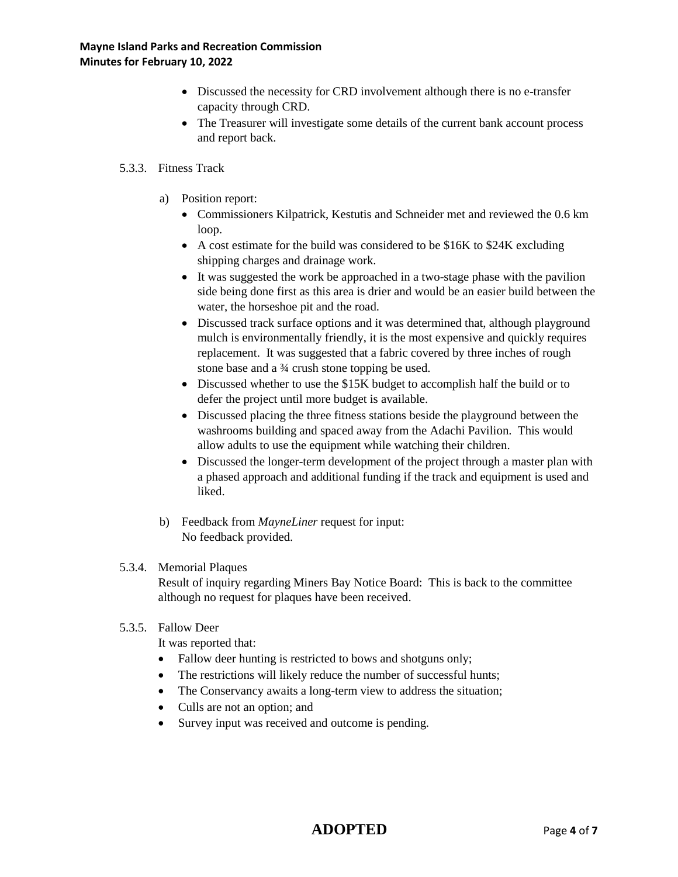- Discussed the necessity for CRD involvement although there is no e-transfer capacity through CRD.
- The Treasurer will investigate some details of the current bank account process and report back.

5.3.3. Fitness Track

a) Position report:

- Commissioners Kilpatrick, Kestutis and Schneider met and reviewed the 0.6 km loop.
- A cost estimate for the build was considered to be $16K to $24K excluding shipping charges and drainage work.
- It was suggested the work be approached in a two-stage phase with the pavilion side being done first as this area is drier and would be an easier build between the water, the horseshoe pit and the road.
- Discussed track surface options and it was determined that, although playground mulch is environmentally friendly, it is the most expensive and quickly requires replacement. It was suggested that a fabric covered by three inches of rough stone base and a ¾ crush stone topping be used.
- Discussed whether to use the $15K budget to accomplish half the build or to defer the project until more budget is available.
- Discussed placing the three fitness stations beside the playground between the washrooms building and spaced away from the Adachi Pavilion. This would allow adults to use the equipment while watching their children.
- Discussed the longer-term development of the project through a master plan with a phased approach and additional funding if the track and equipment is used and liked.

b) Feedback from *MayneLiner* request for input:
No feedback provided.

5.3.4. Memorial Plaques

Result of inquiry regarding Miners Bay Notice Board: This is back to the committee although no request for plaques have been received.

5.3.5. Fallow Deer

It was reported that:

- Fallow deer hunting is restricted to bows and shotguns only;
- The restrictions will likely reduce the number of successful hunts;
- The Conservancy awaits a long-term view to address the situation;
- Culls are not an option; and
- Survey input was received and outcome is pending.

**ADOPTED**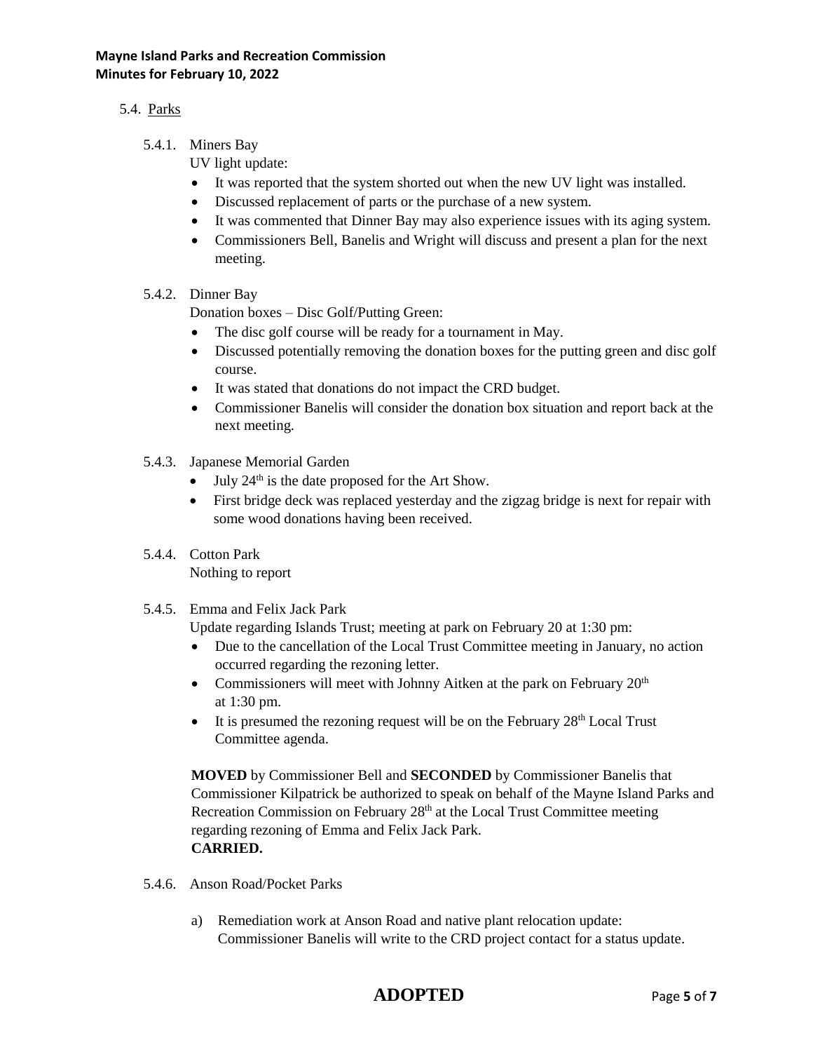5.4. Parks

5.4.1. Miners Bay

UV light update:

- It was reported that the system shorted out when the new UV light was installed.
- Discussed replacement of parts or the purchase of a new system.
- It was commented that Dinner Bay may also experience issues with its aging system.
- Commissioners Bell, Banelis and Wright will discuss and present a plan for the next meeting.

5.4.2. Dinner Bay

Donation boxes – Disc Golf/Putting Green:

- The disc golf course will be ready for a tournament in May.
- Discussed potentially removing the donation boxes for the putting green and disc golf course.
- It was stated that donations do not impact the CRD budget.
- Commissioner Banelis will consider the donation box situation and report back at the next meeting.

5.4.3. Japanese Memorial Garden

- July 24th is the date proposed for the Art Show.
- First bridge deck was replaced yesterday and the zigzag bridge is next for repair with some wood donations having been received.

5.4.4. Cotton Park

Nothing to report

5.4.5. Emma and Felix Jack Park

Update regarding Islands Trust; meeting at park on February 20 at 1:30 pm:

- Due to the cancellation of the Local Trust Committee meeting in January, no action occurred regarding the rezoning letter.
- Commissioners will meet with Johnny Aitken at the park on February 20th at 1:30 pm.
- It is presumed the rezoning request will be on the February 28th Local Trust Committee agenda.

**MOVED** by Commissioner Bell and **SECONDED** by Commissioner Banelis that Commissioner Kilpatrick be authorized to speak on behalf of the Mayne Island Parks and Recreation Commission on February 28th at the Local Trust Committee meeting regarding rezoning of Emma and Felix Jack Park.
**CARRIED.**

5.4.6. Anson Road/Pocket Parks

a) Remediation work at Anson Road and native plant relocation update: Commissioner Banelis will write to the CRD project contact for a status update.

**ADOPTED**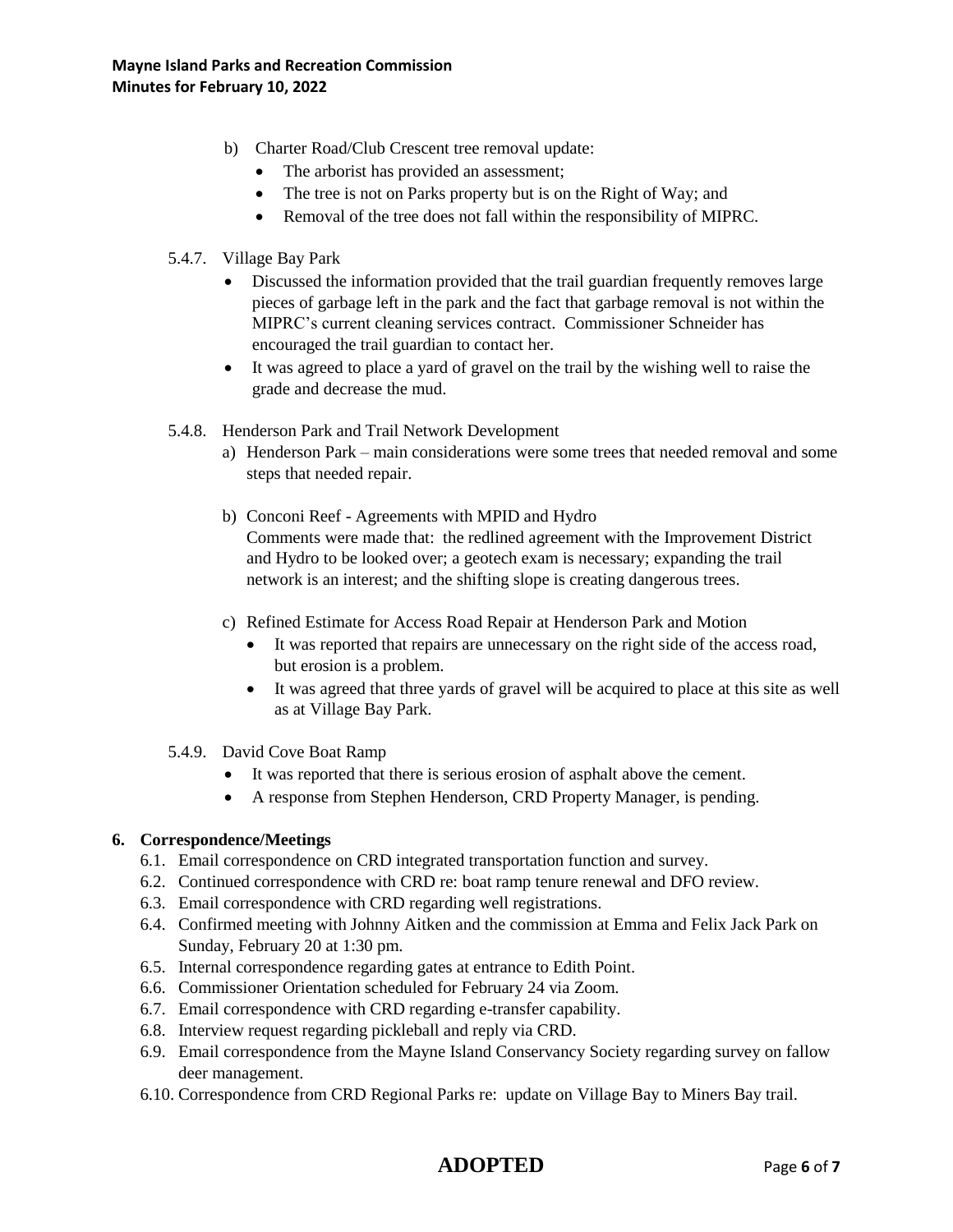b) Charter Road/Club Crescent tree removal update:
   - The arborist has provided an assessment;
   - The tree is not on Parks property but is on the Right of Way; and
   - Removal of the tree does not fall within the responsibility of MIPRC.

5.4.7. Village Bay Park
- Discussed the information provided that the trail guardian frequently removes large pieces of garbage left in the park and the fact that garbage removal is not within the MIPRC's current cleaning services contract. Commissioner Schneider has encouraged the trail guardian to contact her.
- It was agreed to place a yard of gravel on the trail by the wishing well to raise the grade and decrease the mud.

5.4.8. Henderson Park and Trail Network Development

a) Henderson Park – main considerations were some trees that needed removal and some steps that needed repair.

b) Conconi Reef - Agreements with MPID and Hydro
Comments were made that: the redlined agreement with the Improvement District and Hydro to be looked over; a geotech exam is necessary; expanding the trail network is an interest; and the shifting slope is creating dangerous trees.

c) Refined Estimate for Access Road Repair at Henderson Park and Motion
   - It was reported that repairs are unnecessary on the right side of the access road, but erosion is a problem.
   - It was agreed that three yards of gravel will be acquired to place at this site as well as at Village Bay Park.

5.4.9. David Cove Boat Ramp
- It was reported that there is serious erosion of asphalt above the cement.
- A response from Stephen Henderson, CRD Property Manager, is pending.

**6. Correspondence/Meetings**

6.1. Email correspondence on CRD integrated transportation function and survey.
6.2. Continued correspondence with CRD re: boat ramp tenure renewal and DFO review.
6.3. Email correspondence with CRD regarding well registrations.
6.4. Confirmed meeting with Johnny Aitken and the commission at Emma and Felix Jack Park on Sunday, February 20 at 1:30 pm.
6.5. Internal correspondence regarding gates at entrance to Edith Point.
6.6. Commissioner Orientation scheduled for February 24 via Zoom.
6.7. Email correspondence with CRD regarding e-transfer capability.
6.8. Interview request regarding pickleball and reply via CRD.
6.9. Email correspondence from the Mayne Island Conservancy Society regarding survey on fallow deer management.
6.10. Correspondence from CRD Regional Parks re: update on Village Bay to Miners Bay trail.

**ADOPTED**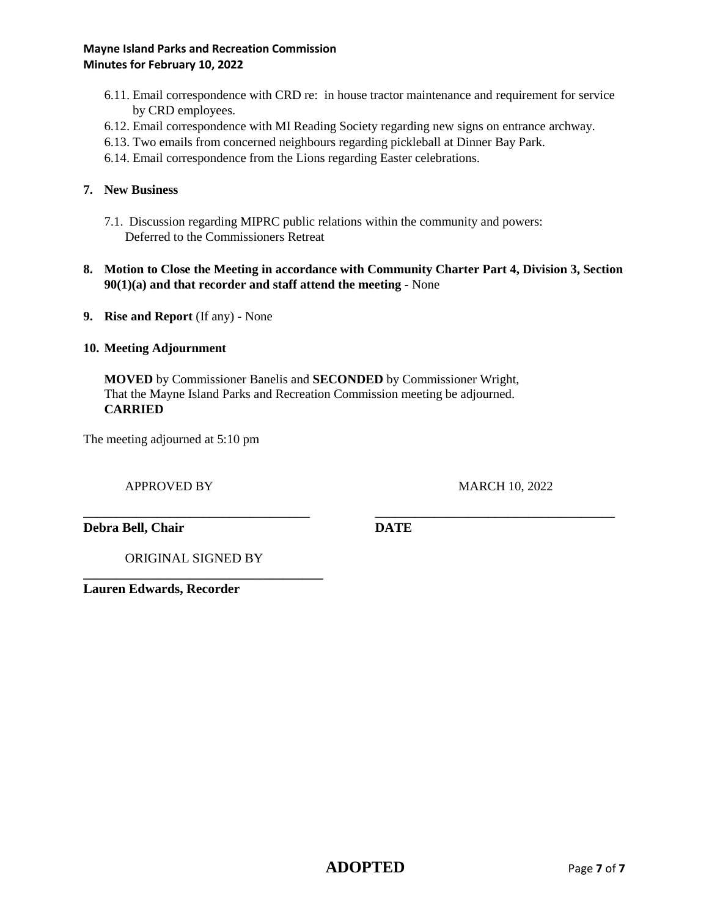6.11. Email correspondence with CRD re: in house tractor maintenance and requirement for service by CRD employees.
6.12. Email correspondence with MI Reading Society regarding new signs on entrance archway.
6.13. Two emails from concerned neighbours regarding pickleball at Dinner Bay Park.
6.14. Email correspondence from the Lions regarding Easter celebrations.

**7. New Business**

7.1. Discussion regarding MIPRC public relations within the community and powers: Deferred to the Commissioners Retreat

**8. Motion to Close the Meeting in accordance with Community Charter Part 4, Division 3, Section 90(1)(a) and that recorder and staff attend the meeting -** None

**9. Rise and Report** (If any) - None

**10. Meeting Adjournment**

**MOVED** by Commissioner Banelis and **SECONDED** by Commissioner Wright,
That the Mayne Island Parks and Recreation Commission meeting be adjourned.
**CARRIED**

The meeting adjourned at 5:10 pm

APPROVED BY

**Debra Bell, Chair**

MARCH 10, 2022

**DATE**

ORIGINAL SIGNED BY

**Lauren Edwards, Recorder**

**ADOPTED**